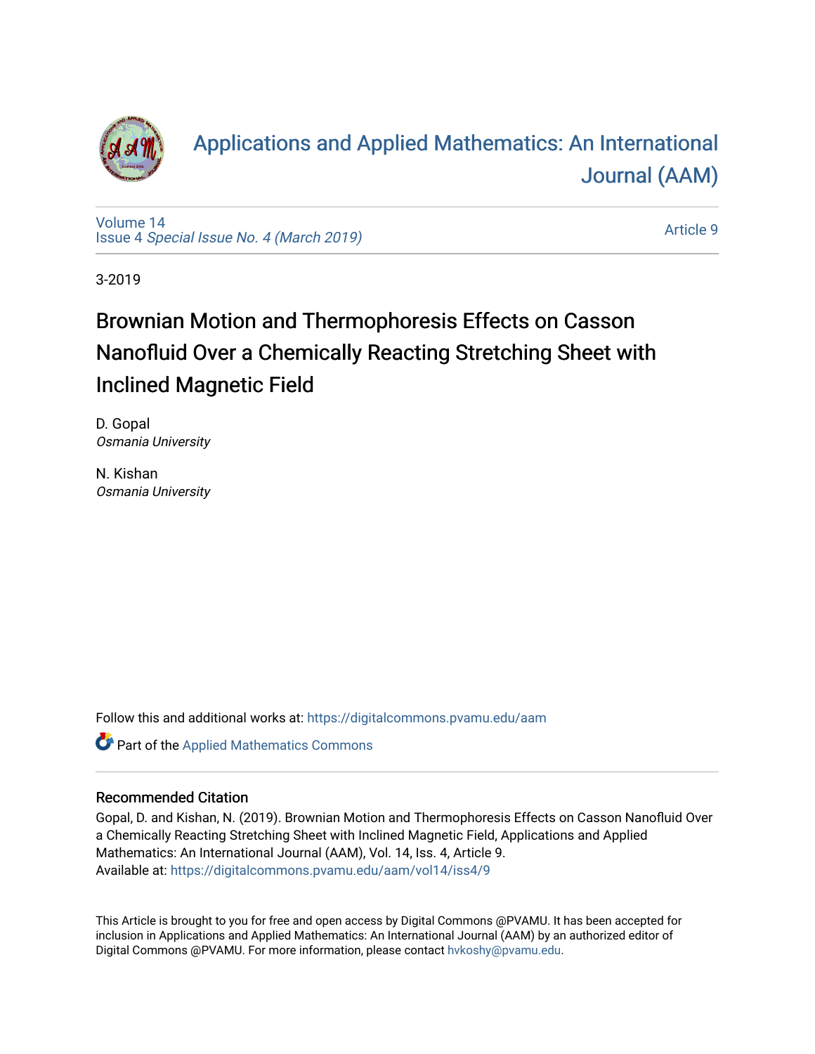# Applications and Applied Mathematics: An International Journal (AAM)

Volume 14
Issue 4 *Special Issue No. 4 (March 2019)*

Article 9

3-2019

## Brownian Motion and Thermophoresis Effects on Casson Nanofluid Over a Chemically Reacting Stretching Sheet with Inclined Magnetic Field

D. Gopal
*Osmania University*

N. Kishan
*Osmania University*

Follow this and additional works at: https://digitalcommons.pvamu.edu/aam

Part of the Applied Mathematics Commons

### Recommended Citation

Gopal, D. and Kishan, N. (2019). Brownian Motion and Thermophoresis Effects on Casson Nanofluid Over a Chemically Reacting Stretching Sheet with Inclined Magnetic Field, Applications and Applied Mathematics: An International Journal (AAM), Vol. 14, Iss. 4, Article 9.
Available at: https://digitalcommons.pvamu.edu/aam/vol14/iss4/9

This Article is brought to you for free and open access by Digital Commons @PVAMU. It has been accepted for inclusion in Applications and Applied Mathematics: An International Journal (AAM) by an authorized editor of Digital Commons @PVAMU. For more information, please contact hvkoshy@pvamu.edu.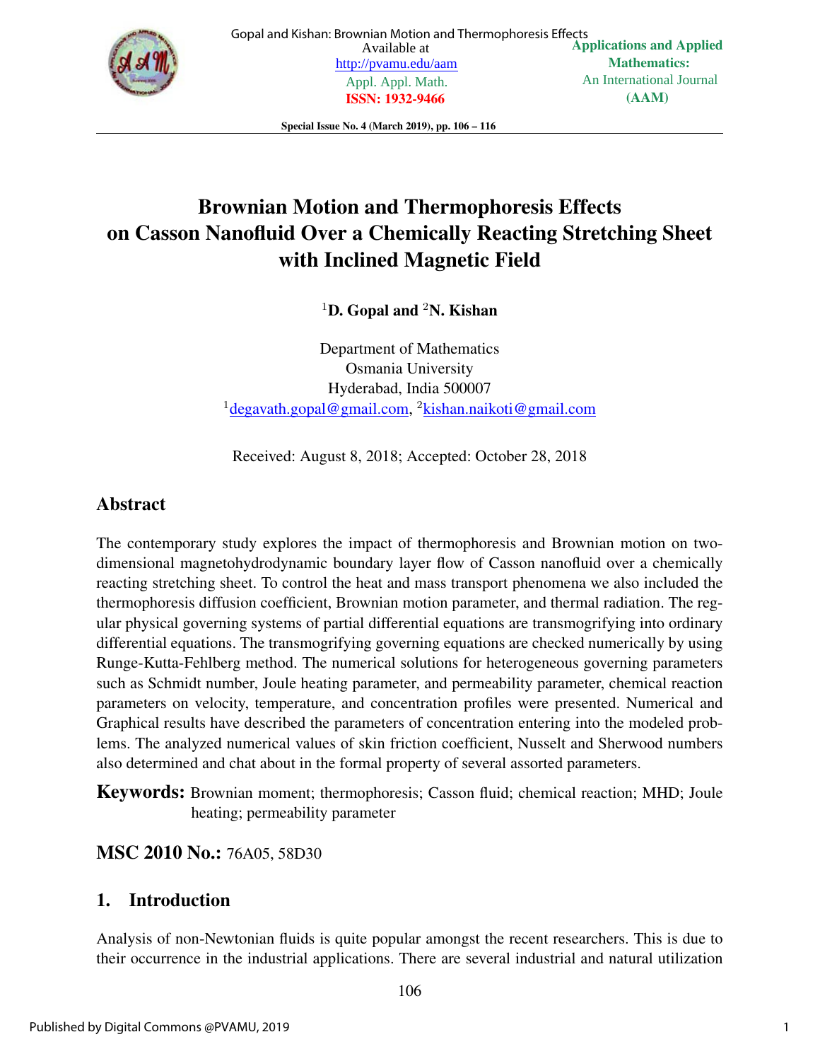# Brownian Motion and Thermophoresis Effects on Casson Nanofluid Over a Chemically Reacting Stretching Sheet with Inclined Magnetic Field

[1]**D. Gopal and** [2]**N. Kishan**

Department of Mathematics
Osmania University
Hyderabad, India 500007
[1]degavath.gopal@gmail.com, [2]kishan.naikoti@gmail.com

Received: August 8, 2018; Accepted: October 28, 2018

## Abstract

The contemporary study explores the impact of thermophoresis and Brownian motion on two-dimensional magnetohydrodynamic boundary layer flow of Casson nanofluid over a chemically reacting stretching sheet. To control the heat and mass transport phenomena we also included the thermophoresis diffusion coefficient, Brownian motion parameter, and thermal radiation. The regular physical governing systems of partial differential equations are transmogrifying into ordinary differential equations. The transmogrifying governing equations are checked numerically by using Runge-Kutta-Fehlberg method. The numerical solutions for heterogeneous governing parameters such as Schmidt number, Joule heating parameter, and permeability parameter, chemical reaction parameters on velocity, temperature, and concentration profiles were presented. Numerical and Graphical results have described the parameters of concentration entering into the modeled problems. The analyzed numerical values of skin friction coefficient, Nusselt and Sherwood numbers also determined and chat about in the formal property of several assorted parameters.

**Keywords:** Brownian moment; thermophoresis; Casson fluid; chemical reaction; MHD; Joule heating; permeability parameter

**MSC 2010 No.:** 76A05, 58D30

## 1. Introduction

Analysis of non-Newtonian fluids is quite popular amongst the recent researchers. This is due to their occurrence in the industrial applications. There are several industrial and natural utilization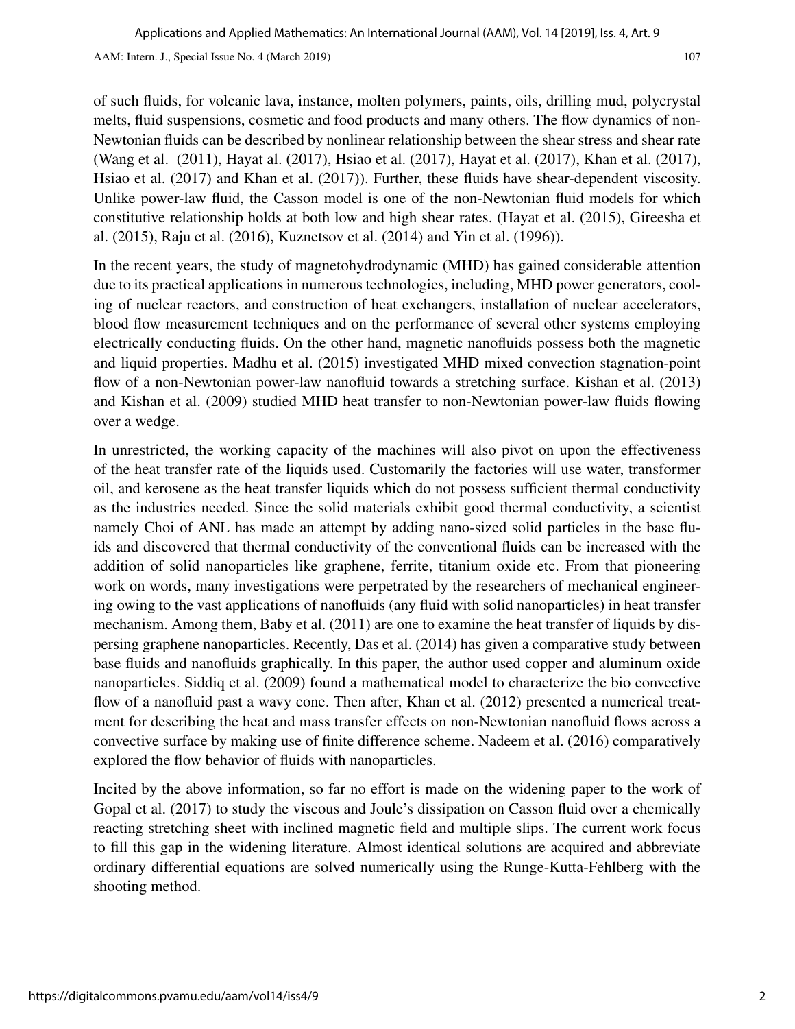of such fluids, for volcanic lava, instance, molten polymers, paints, oils, drilling mud, polycrystal melts, fluid suspensions, cosmetic and food products and many others. The flow dynamics of non-Newtonian fluids can be described by nonlinear relationship between the shear stress and shear rate (Wang et al. (2011), Hayat al. (2017), Hsiao et al. (2017), Hayat et al. (2017), Khan et al. (2017), Hsiao et al. (2017) and Khan et al. (2017)). Further, these fluids have shear-dependent viscosity. Unlike power-law fluid, the Casson model is one of the non-Newtonian fluid models for which constitutive relationship holds at both low and high shear rates. (Hayat et al. (2015), Gireesha et al. (2015), Raju et al. (2016), Kuznetsov et al. (2014) and Yin et al. (1996)).

In the recent years, the study of magnetohydrodynamic (MHD) has gained considerable attention due to its practical applications in numerous technologies, including, MHD power generators, cooling of nuclear reactors, and construction of heat exchangers, installation of nuclear accelerators, blood flow measurement techniques and on the performance of several other systems employing electrically conducting fluids. On the other hand, magnetic nanofluids possess both the magnetic and liquid properties. Madhu et al. (2015) investigated MHD mixed convection stagnation-point flow of a non-Newtonian power-law nanofluid towards a stretching surface. Kishan et al. (2013) and Kishan et al. (2009) studied MHD heat transfer to non-Newtonian power-law fluids flowing over a wedge.

In unrestricted, the working capacity of the machines will also pivot on upon the effectiveness of the heat transfer rate of the liquids used. Customarily the factories will use water, transformer oil, and kerosene as the heat transfer liquids which do not possess sufficient thermal conductivity as the industries needed. Since the solid materials exhibit good thermal conductivity, a scientist namely Choi of ANL has made an attempt by adding nano-sized solid particles in the base fluids and discovered that thermal conductivity of the conventional fluids can be increased with the addition of solid nanoparticles like graphene, ferrite, titanium oxide etc. From that pioneering work on words, many investigations were perpetrated by the researchers of mechanical engineering owing to the vast applications of nanofluids (any fluid with solid nanoparticles) in heat transfer mechanism. Among them, Baby et al. (2011) are one to examine the heat transfer of liquids by dispersing graphene nanoparticles. Recently, Das et al. (2014) has given a comparative study between base fluids and nanofluids graphically. In this paper, the author used copper and aluminum oxide nanoparticles. Siddiq et al. (2009) found a mathematical model to characterize the bio convective flow of a nanofluid past a wavy cone. Then after, Khan et al. (2012) presented a numerical treatment for describing the heat and mass transfer effects on non-Newtonian nanofluid flows across a convective surface by making use of finite difference scheme. Nadeem et al. (2016) comparatively explored the flow behavior of fluids with nanoparticles.

Incited by the above information, so far no effort is made on the widening paper to the work of Gopal et al. (2017) to study the viscous and Joule's dissipation on Casson fluid over a chemically reacting stretching sheet with inclined magnetic field and multiple slips. The current work focus to fill this gap in the widening literature. Almost identical solutions are acquired and abbreviate ordinary differential equations are solved numerically using the Runge-Kutta-Fehlberg with the shooting method.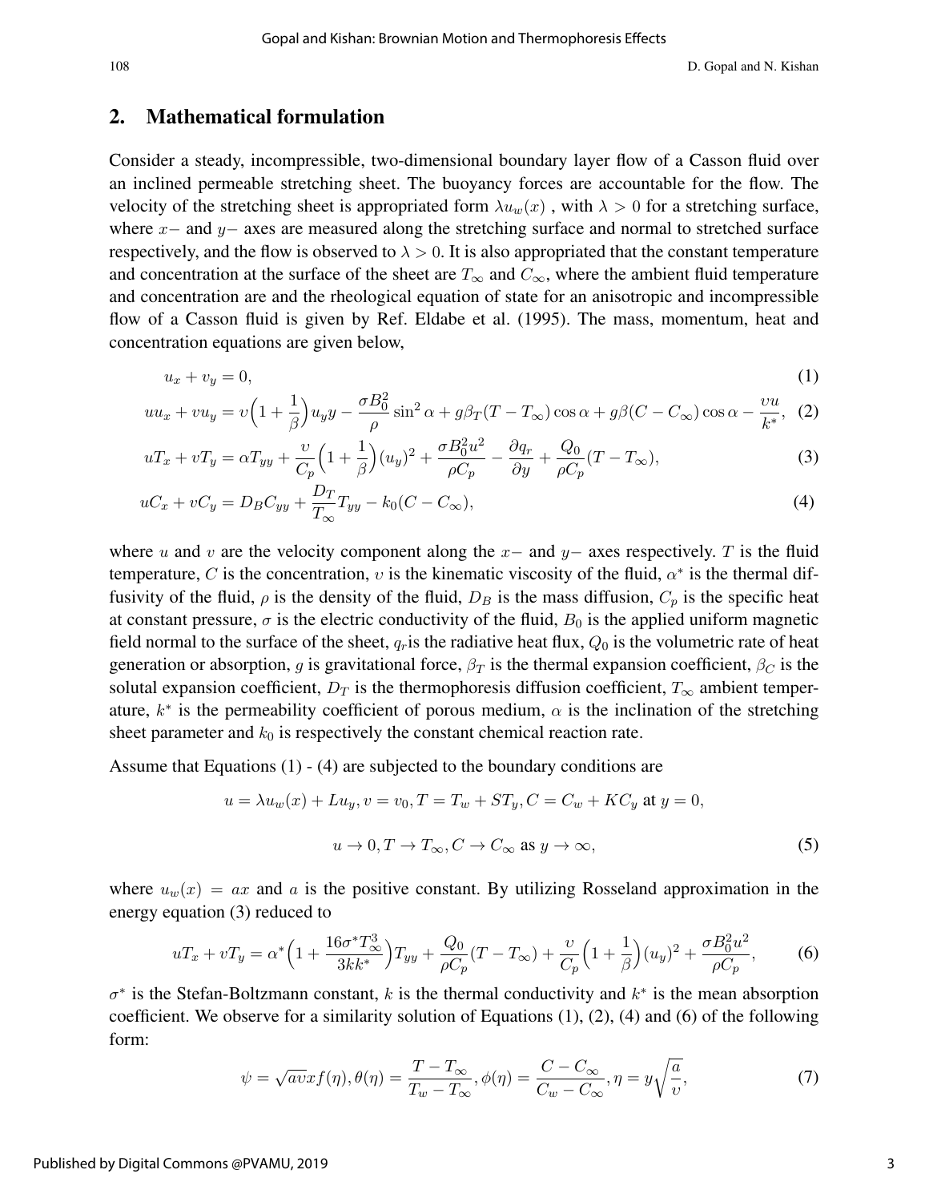## 2. Mathematical formulation

Consider a steady, incompressible, two-dimensional boundary layer flow of a Casson fluid over an inclined permeable stretching sheet. The buoyancy forces are accountable for the flow. The velocity of the stretching sheet is appropriated form $\lambda u_w(x)$ , with $\lambda > 0$ for a stretching surface, where $x-$ and $y-$ axes are measured along the stretching surface and normal to stretched surface respectively, and the flow is observed to $\lambda > 0$. It is also appropriated that the constant temperature and concentration at the surface of the sheet are $T_\infty$ and $C_\infty$, where the ambient fluid temperature and concentration are and the rheological equation of state for an anisotropic and incompressible flow of a Casson fluid is given by Ref. Eldabe et al. (1995). The mass, momentum, heat and concentration equations are given below,

$$u_x + v_y = 0, \tag{1}$$

$$uu_x + vu_y = \upsilon\Big(1 + \frac{1}{\beta}\Big)u_yy - \frac{\sigma B_0^2}{\rho}\sin^2\alpha + g\beta_T(T - T_\infty)\cos\alpha + g\beta(C - C_\infty)\cos\alpha - \frac{\upsilon u}{k^*}, \tag{2}$$

$$uT_x + vT_y = \alpha T_{yy} + \frac{\upsilon}{C_p}\Big(1 + \frac{1}{\beta}\Big)(u_y)^2 + \frac{\sigma B_0^2 u^2}{\rho C_p} - \frac{\partial q_r}{\partial y} + \frac{Q_0}{\rho C_p}(T - T_\infty), \tag{3}$$

$$uC_x + vC_y = D_B C_{yy} + \frac{D_T}{T_\infty}T_{yy} - k_0(C - C_\infty), \tag{4}$$

where $u$ and $v$ are the velocity component along the $x-$ and $y-$ axes respectively. $T$ is the fluid temperature, $C$ is the concentration, $\upsilon$ is the kinematic viscosity of the fluid, $\alpha^*$ is the thermal diffusivity of the fluid, $\rho$ is the density of the fluid, $D_B$ is the mass diffusion, $C_p$ is the specific heat at constant pressure, $\sigma$ is the electric conductivity of the fluid, $B_0$ is the applied uniform magnetic field normal to the surface of the sheet, $q_r$is the radiative heat flux, $Q_0$ is the volumetric rate of heat generation or absorption, $g$ is gravitational force, $\beta_T$ is the thermal expansion coefficient, $\beta_C$ is the solutal expansion coefficient, $D_T$ is the thermophoresis diffusion coefficient, $T_\infty$ ambient temperature, $k^*$ is the permeability coefficient of porous medium, $\alpha$ is the inclination of the stretching sheet parameter and $k_0$ is respectively the constant chemical reaction rate.

Assume that Equations (1) - (4) are subjected to the boundary conditions are

$$u = \lambda u_w(x) + Lu_y, v = v_0, T = T_w + ST_y, C = C_w + KC_y \text{ at } y = 0,$$

$$u \to 0, T \to T_\infty, C \to C_\infty \text{ as } y \to \infty, \tag{5}$$

where $u_w(x) = ax$ and $a$ is the positive constant. By utilizing Rosseland approximation in the energy equation (3) reduced to

$$uT_x + vT_y = \alpha^*\Big(1 + \frac{16\sigma^* T_\infty^3}{3kk^*}\Big)T_{yy} + \frac{Q_0}{\rho C_p}(T - T_\infty) + \frac{\upsilon}{C_p}\Big(1 + \frac{1}{\beta}\Big)(u_y)^2 + \frac{\sigma B_0^2 u^2}{\rho C_p}, \tag{6}$$

$\sigma^*$ is the Stefan-Boltzmann constant, $k$ is the thermal conductivity and $k^*$ is the mean absorption coefficient. We observe for a similarity solution of Equations (1), (2), (4) and (6) of the following form:

$$\psi = \sqrt{a\upsilon}xf(\eta), \theta(\eta) = \frac{T - T_\infty}{T_w - T_\infty}, \phi(\eta) = \frac{C - C_\infty}{C_w - C_\infty}, \eta = y\sqrt{\frac{a}{\upsilon}}, \tag{7}$$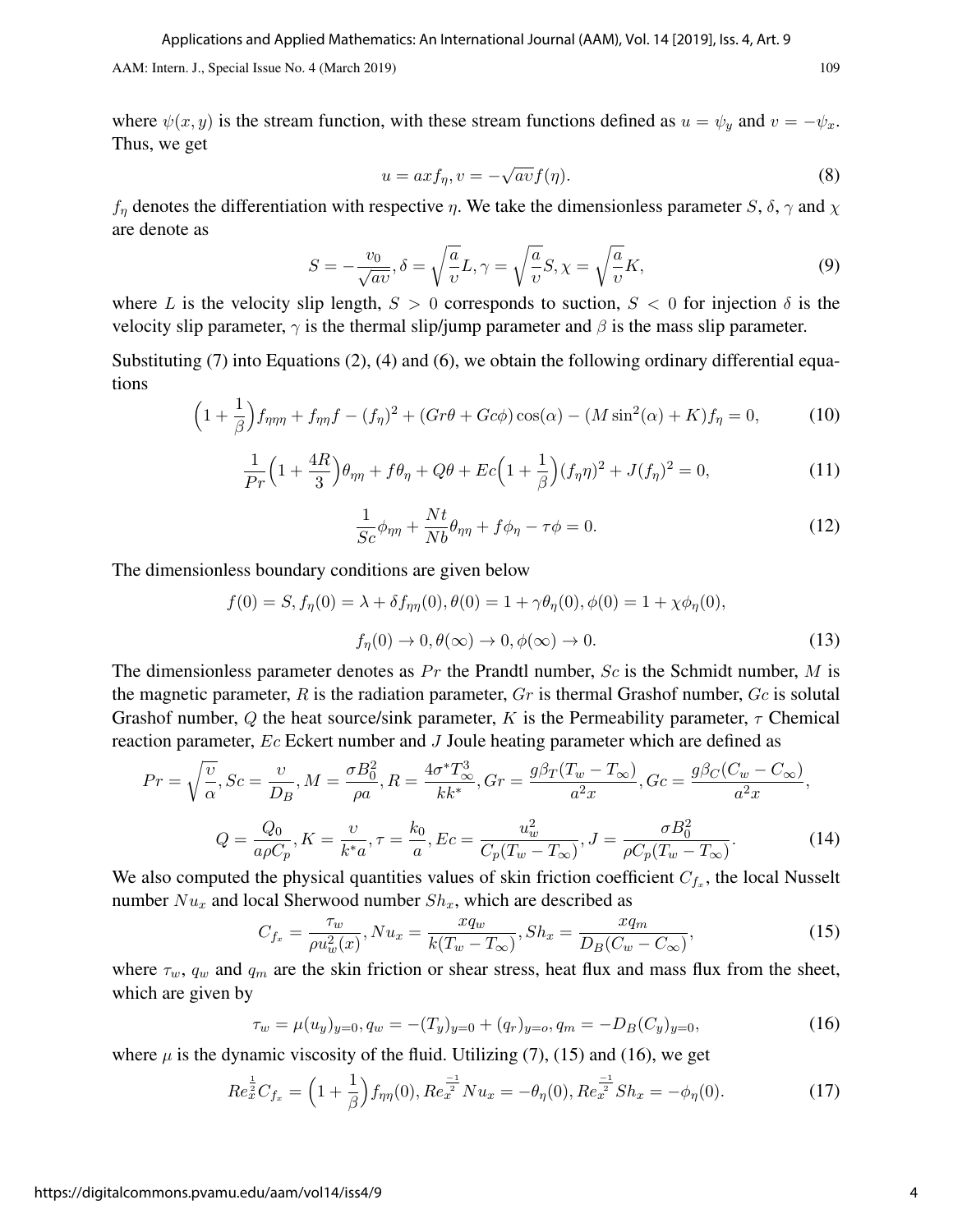where $\psi(x, y)$ is the stream function, with these stream functions defined as $u = \psi_y$ and $v = -\psi_x$. Thus, we get

$$u = axf_\eta, v = -\sqrt{a\upsilon}f(\eta). \tag{8}$$

$f_\eta$ denotes the differentiation with respective $\eta$. We take the dimensionless parameter $S$, $\delta$, $\gamma$ and $\chi$ are denote as

$$S = -\frac{v_0}{\sqrt{a\upsilon}}, \delta = \sqrt{\frac{a}{\upsilon}}L, \gamma = \sqrt{\frac{a}{\upsilon}}S, \chi = \sqrt{\frac{a}{\upsilon}}K, \tag{9}$$

where $L$ is the velocity slip length, $S > 0$ corresponds to suction, $S < 0$ for injection $\delta$ is the velocity slip parameter, $\gamma$ is the thermal slip/jump parameter and $\beta$ is the mass slip parameter.

Substituting (7) into Equations (2), (4) and (6), we obtain the following ordinary differential equations

$$\Big(1 + \frac{1}{\beta}\Big)f_{\eta\eta\eta} + f_{\eta\eta}f - (f_\eta)^2 + (Gr\theta + Gc\phi)\cos(\alpha) - (M\sin^2(\alpha) + K)f_\eta = 0, \tag{10}$$

$$\frac{1}{Pr}\Big(1 + \frac{4R}{3}\Big)\theta_{\eta\eta} + f\theta_\eta + Q\theta + Ec\Big(1 + \frac{1}{\beta}\Big)(f_\eta\eta)^2 + J(f_\eta)^2 = 0, \tag{11}$$

$$\frac{1}{Sc}\phi_{\eta\eta} + \frac{Nt}{Nb}\theta_{\eta\eta} + f\phi_\eta - \tau\phi = 0. \tag{12}$$

The dimensionless boundary conditions are given below

$$f(0) = S, f_\eta(0) = \lambda + \delta f_{\eta\eta}(0), \theta(0) = 1 + \gamma\theta_\eta(0), \phi(0) = 1 + \chi\phi_\eta(0),$$

$$f_\eta(0) \to 0, \theta(\infty) \to 0, \phi(\infty) \to 0. \tag{13}$$

The dimensionless parameter denotes as $Pr$ the Prandtl number, $Sc$ is the Schmidt number, $M$ is the magnetic parameter, $R$ is the radiation parameter, $Gr$ is thermal Grashof number, $Gc$ is solutal Grashof number, $Q$ the heat source/sink parameter, $K$ is the Permeability parameter, $\tau$ Chemical reaction parameter, $Ec$ Eckert number and $J$ Joule heating parameter which are defined as

$$Pr = \sqrt{\frac{\upsilon}{\alpha}}, Sc = \frac{\upsilon}{D_B}, M = \frac{\sigma B_0^2}{\rho a}, R = \frac{4\sigma^* T_\infty^3}{kk^*}, Gr = \frac{g\beta_T(T_w - T_\infty)}{a^2 x}, Gc = \frac{g\beta_C(C_w - C_\infty)}{a^2 x},$$

$$Q = \frac{Q_0}{a\rho C_p}, K = \frac{\upsilon}{k^* a}, \tau = \frac{k_0}{a}, Ec = \frac{u_w^2}{C_p(T_w - T_\infty)}, J = \frac{\sigma B_0^2}{\rho C_p(T_w - T_\infty)}. \tag{14}$$

We also computed the physical quantities values of skin friction coefficient $C_{f_x}$, the local Nusselt number $Nu_x$ and local Sherwood number $Sh_x$, which are described as

$$C_{f_x} = \frac{\tau_w}{\rho u_w^2(x)}, Nu_x = \frac{xq_w}{k(T_w - T_\infty)}, Sh_x = \frac{xq_m}{D_B(C_w - C_\infty)}, \tag{15}$$

where $\tau_w$, $q_w$ and $q_m$ are the skin friction or shear stress, heat flux and mass flux from the sheet, which are given by

$$\tau_w = \mu(u_y)_{y=0}, q_w = -(T_y)_{y=0} + (q_r)_{y=o}, q_m = -D_B(C_y)_{y=0}, \tag{16}$$

where $\mu$ is the dynamic viscosity of the fluid. Utilizing (7), (15) and (16), we get

$$Re_x^{\frac{1}{2}}C_{f_x} = \Big(1 + \frac{1}{\beta}\Big)f_{\eta\eta}(0), Re_x^{\frac{-1}{2}}Nu_x = -\theta_\eta(0), Re_x^{\frac{-1}{2}}Sh_x = -\phi_\eta(0). \tag{17}$$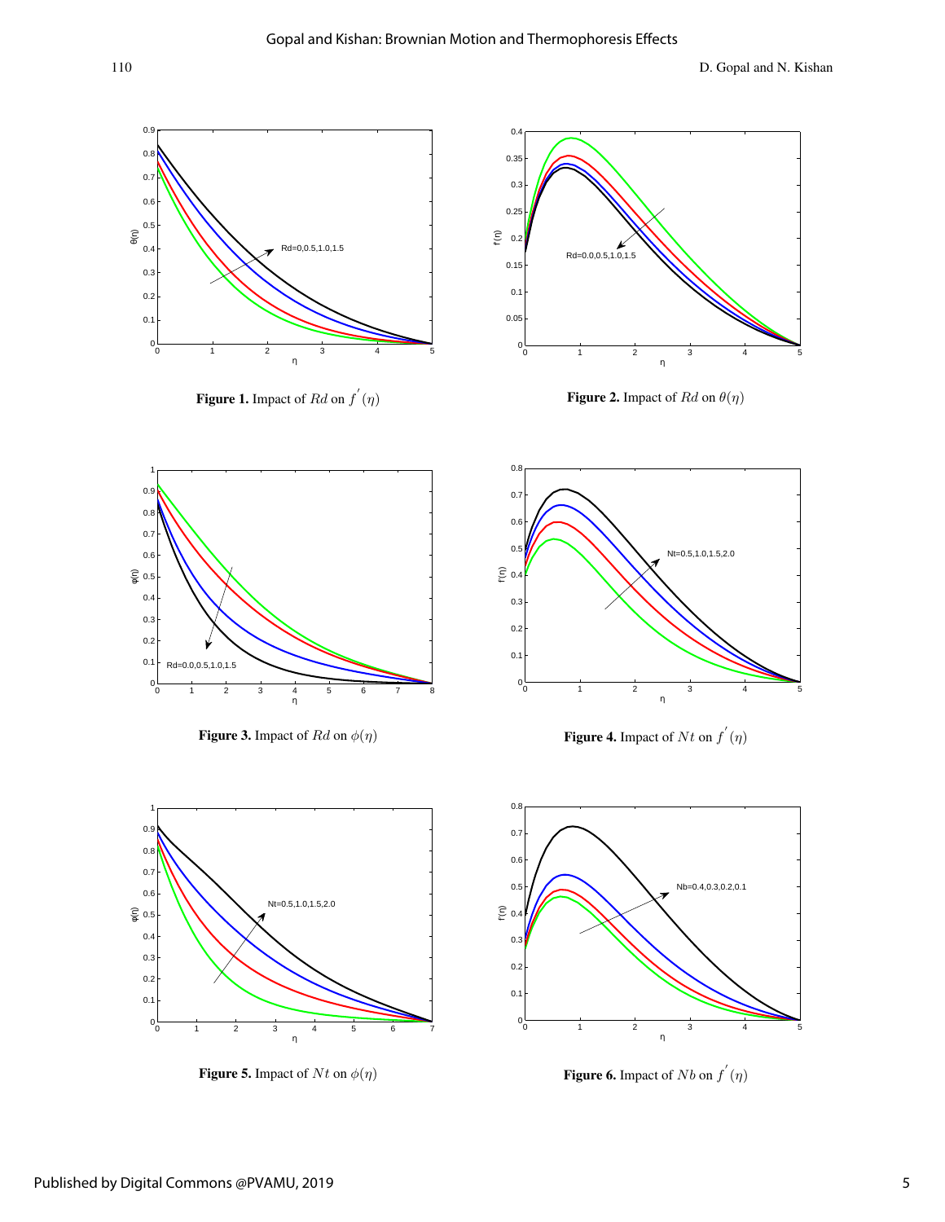**Figure 1.** Impact of $Rd$ on $f^{'}(\eta)$

**Figure 2.** Impact of $Rd$ on $\theta(\eta)$

**Figure 3.** Impact of $Rd$ on $\phi(\eta)$

**Figure 4.** Impact of $Nt$ on $f^{'}(\eta)$

**Figure 5.** Impact of $Nt$ on $\phi(\eta)$

**Figure 6.** Impact of $Nb$ on $f^{'}(\eta)$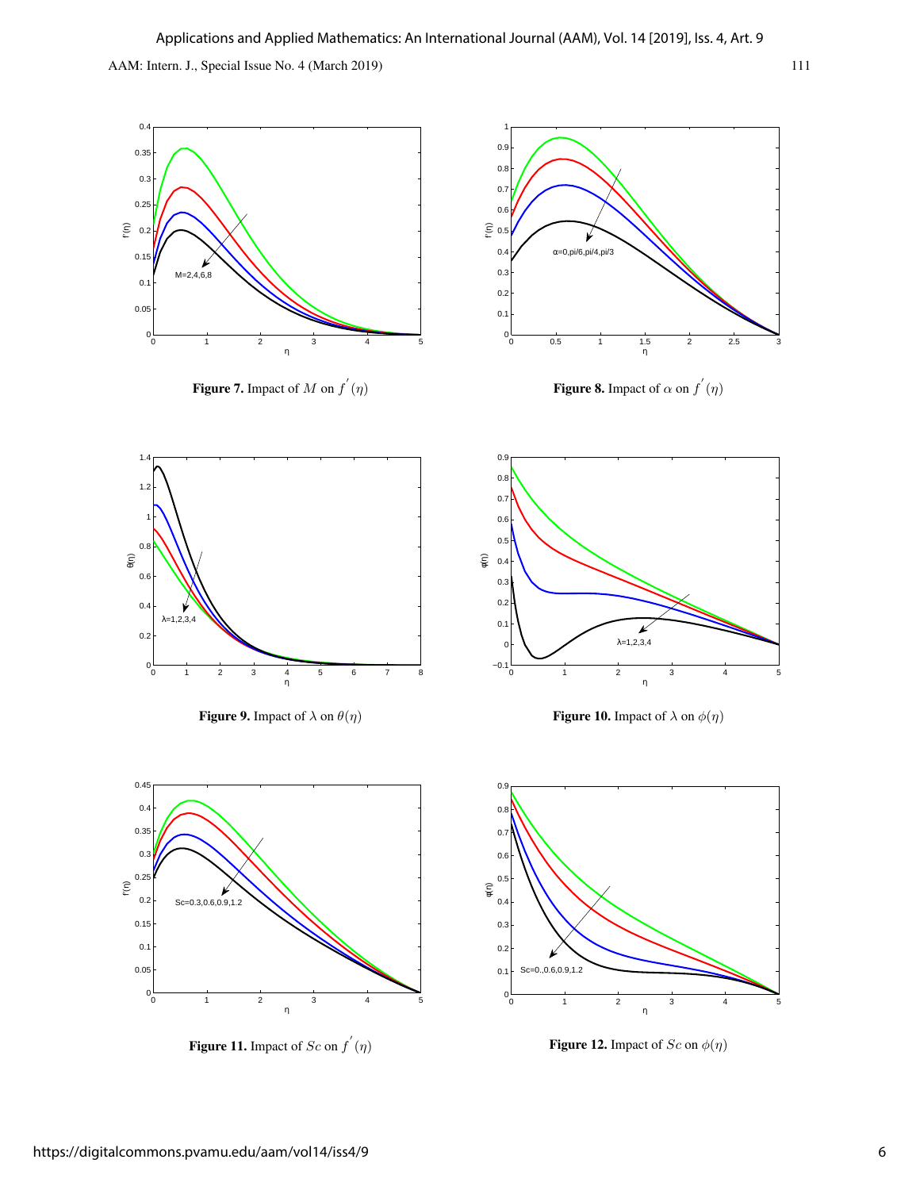**Figure 7.** Impact of $M$ on $f^{'}(\eta)$

**Figure 8.** Impact of $\alpha$ on $f^{'}(\eta)$

**Figure 9.** Impact of $\lambda$ on $\theta(\eta)$

**Figure 10.** Impact of $\lambda$ on $\phi(\eta)$

**Figure 11.** Impact of $Sc$ on $f^{'}(\eta)$

**Figure 12.** Impact of $Sc$ on $\phi(\eta)$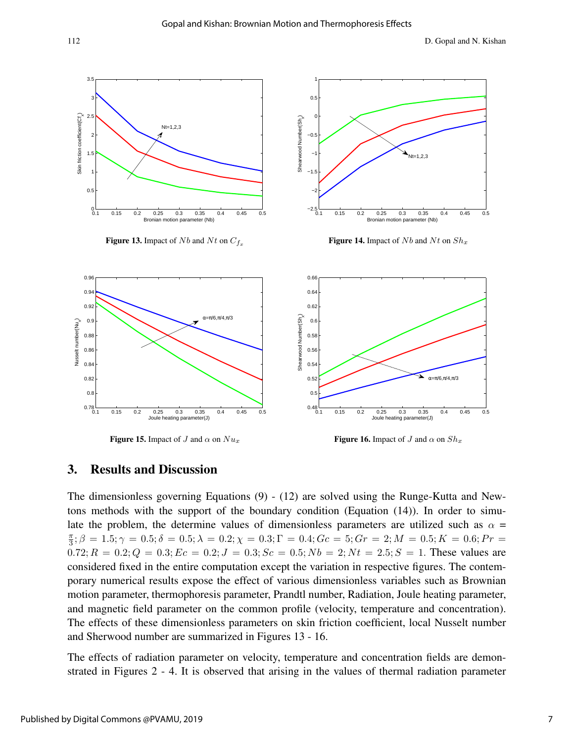Figure 13. Impact of $Nb$ and $Nt$ on $C_{f_x}$

Figure 14. Impact of $Nb$ and $Nt$ on $Sh_x$

Figure 15. Impact of $J$ and $\alpha$ on $Nu_x$

Figure 16. Impact of $J$ and $\alpha$ on $Sh_x$

## 3. Results and Discussion

The dimensionless governing Equations (9) - (12) are solved using the Runge-Kutta and Newtons methods with the support of the boundary condition (Equation (14)). In order to simulate the problem, the determine values of dimensionless parameters are utilized such as $\alpha = \frac{\pi}{3}; \beta = 1.5; \gamma = 0.5; \delta = 0.5; \lambda = 0.2; \chi = 0.3; \Gamma = 0.4; Gc = 5; Gr = 2; M = 0.5; K = 0.6; Pr = 0.72; R = 0.2; Q = 0.3; Ec = 0.2; J = 0.3; Sc = 0.5; Nb = 2; Nt = 2.5; S = 1$. These values are considered fixed in the entire computation except the variation in respective figures. The contemporary numerical results expose the effect of various dimensionless variables such as Brownian motion parameter, thermophoresis parameter, Prandtl number, Radiation, Joule heating parameter, and magnetic field parameter on the common profile (velocity, temperature and concentration). The effects of these dimensionless parameters on skin friction coefficient, local Nusselt number and Sherwood number are summarized in Figures 13 - 16.

The effects of radiation parameter on velocity, temperature and concentration fields are demonstrated in Figures 2 - 4. It is observed that arising in the values of thermal radiation parameter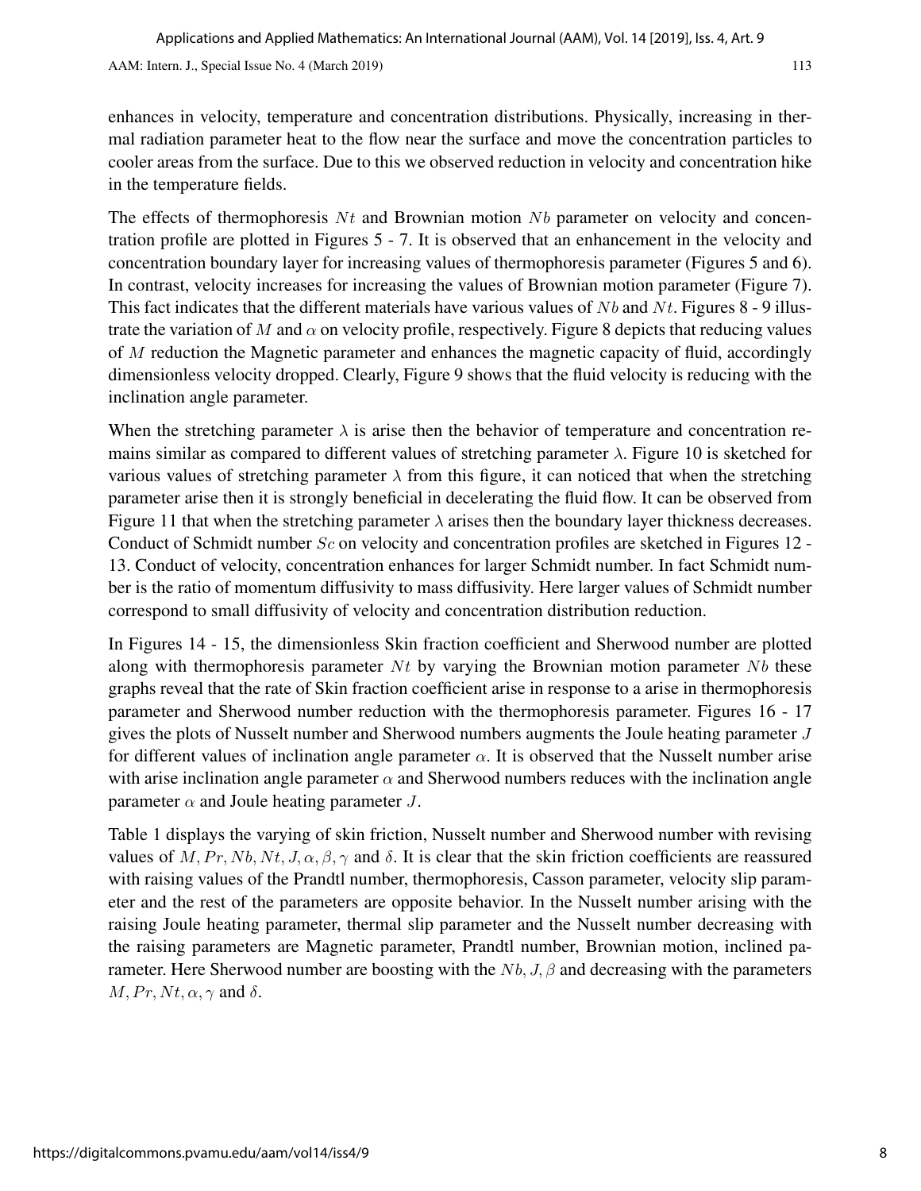enhances in velocity, temperature and concentration distributions. Physically, increasing in thermal radiation parameter heat to the flow near the surface and move the concentration particles to cooler areas from the surface. Due to this we observed reduction in velocity and concentration hike in the temperature fields.

The effects of thermophoresis $Nt$ and Brownian motion $Nb$ parameter on velocity and concentration profile are plotted in Figures 5 - 7. It is observed that an enhancement in the velocity and concentration boundary layer for increasing values of thermophoresis parameter (Figures 5 and 6). In contrast, velocity increases for increasing the values of Brownian motion parameter (Figure 7). This fact indicates that the different materials have various values of $Nb$ and $Nt$. Figures 8 - 9 illustrate the variation of $M$ and $\alpha$ on velocity profile, respectively. Figure 8 depicts that reducing values of $M$ reduction the Magnetic parameter and enhances the magnetic capacity of fluid, accordingly dimensionless velocity dropped. Clearly, Figure 9 shows that the fluid velocity is reducing with the inclination angle parameter.

When the stretching parameter $\lambda$ is arise then the behavior of temperature and concentration remains similar as compared to different values of stretching parameter $\lambda$. Figure 10 is sketched for various values of stretching parameter $\lambda$ from this figure, it can noticed that when the stretching parameter arise then it is strongly beneficial in decelerating the fluid flow. It can be observed from Figure 11 that when the stretching parameter $\lambda$ arises then the boundary layer thickness decreases. Conduct of Schmidt number $Sc$ on velocity and concentration profiles are sketched in Figures 12 - 13. Conduct of velocity, concentration enhances for larger Schmidt number. In fact Schmidt number is the ratio of momentum diffusivity to mass diffusivity. Here larger values of Schmidt number correspond to small diffusivity of velocity and concentration distribution reduction.

In Figures 14 - 15, the dimensionless Skin fraction coefficient and Sherwood number are plotted along with thermophoresis parameter $Nt$ by varying the Brownian motion parameter $Nb$ these graphs reveal that the rate of Skin fraction coefficient arise in response to a arise in thermophoresis parameter and Sherwood number reduction with the thermophoresis parameter. Figures 16 - 17 gives the plots of Nusselt number and Sherwood numbers augments the Joule heating parameter $J$ for different values of inclination angle parameter $\alpha$. It is observed that the Nusselt number arise with arise inclination angle parameter $\alpha$ and Sherwood numbers reduces with the inclination angle parameter $\alpha$ and Joule heating parameter $J$.

Table 1 displays the varying of skin friction, Nusselt number and Sherwood number with revising values of $M, Pr, Nb, Nt, J, \alpha, \beta, \gamma$ and $\delta$. It is clear that the skin friction coefficients are reassured with raising values of the Prandtl number, thermophoresis, Casson parameter, velocity slip parameter and the rest of the parameters are opposite behavior. In the Nusselt number arising with the raising Joule heating parameter, thermal slip parameter and the Nusselt number decreasing with the raising parameters are Magnetic parameter, Prandtl number, Brownian motion, inclined parameter. Here Sherwood number are boosting with the $Nb, J, \beta$ and decreasing with the parameters $M, Pr, Nt, \alpha, \gamma$ and $\delta$.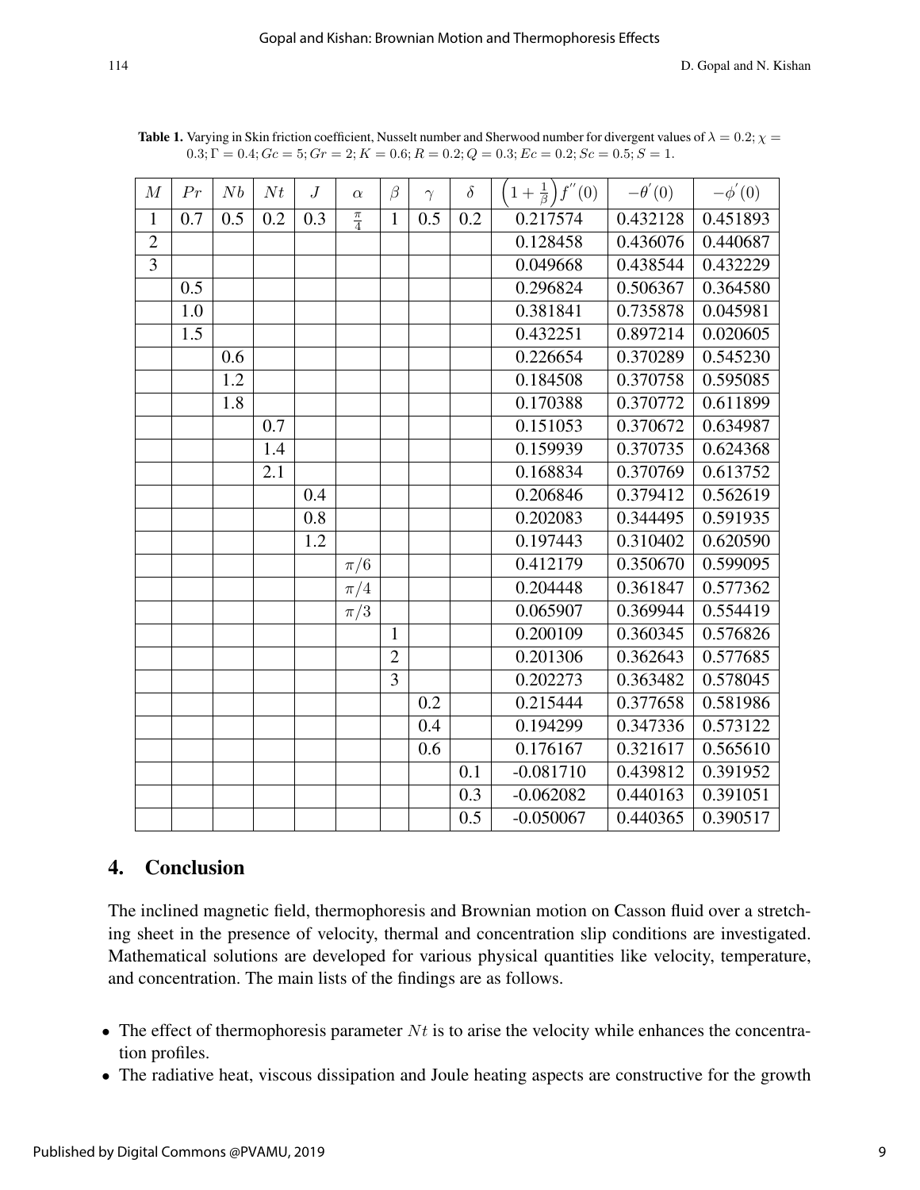**Table 1.** Varying in Skin friction coefficient, Nusselt number and Sherwood number for divergent values of $\lambda = 0.2; \chi = 0.3; \Gamma = 0.4; Gc = 5; Gr = 2; K = 0.6; R = 0.2; Q = 0.3; Ec = 0.2; Sc = 0.5; S = 1.$

| $M$ | $Pr$ | $Nb$ | $Nt$ | $J$ | $\alpha$ | $\beta$ | $\gamma$ | $\delta$ | $\left(1+\frac{1}{\beta}\right)f''(0)$ | $-\theta'(0)$ | $-\phi'(0)$ |
|---|---|---|---|---|---|---|---|---|---|---|---|
| 1 | 0.7 | 0.5 | 0.2 | 0.3 | $\frac{\pi}{4}$ | 1 | 0.5 | 0.2 | 0.217574 | 0.432128 | 0.451893 |
| 2 | | | | | | | | | 0.128458 | 0.436076 | 0.440687 |
| 3 | | | | | | | | | 0.049668 | 0.438544 | 0.432229 |
| | 0.5 | | | | | | | | 0.296824 | 0.506367 | 0.364580 |
| | 1.0 | | | | | | | | 0.381841 | 0.735878 | 0.045981 |
| | 1.5 | | | | | | | | 0.432251 | 0.897214 | 0.020605 |
| | | 0.6 | | | | | | | 0.226654 | 0.370289 | 0.545230 |
| | | 1.2 | | | | | | | 0.184508 | 0.370758 | 0.595085 |
| | | 1.8 | | | | | | | 0.170388 | 0.370772 | 0.611899 |
| | | | 0.7 | | | | | | 0.151053 | 0.370672 | 0.634987 |
| | | | 1.4 | | | | | | 0.159939 | 0.370735 | 0.624368 |
| | | | 2.1 | | | | | | 0.168834 | 0.370769 | 0.613752 |
| | | | | 0.4 | | | | | 0.206846 | 0.379412 | 0.562619 |
| | | | | 0.8 | | | | | 0.202083 | 0.344495 | 0.591935 |
| | | | | 1.2 | | | | | 0.197443 | 0.310402 | 0.620590 |
| | | | | | $\pi/6$ | | | | 0.412179 | 0.350670 | 0.599095 |
| | | | | | $\pi/4$ | | | | 0.204448 | 0.361847 | 0.577362 |
| | | | | | $\pi/3$ | | | | 0.065907 | 0.369944 | 0.554419 |
| | | | | | | 1 | | | 0.200109 | 0.360345 | 0.576826 |
| | | | | | | 2 | | | 0.201306 | 0.362643 | 0.577685 |
| | | | | | | 3 | | | 0.202273 | 0.363482 | 0.578045 |
| | | | | | | | 0.2 | | 0.215444 | 0.377658 | 0.581986 |
| | | | | | | | 0.4 | | 0.194299 | 0.347336 | 0.573122 |
| | | | | | | | 0.6 | | 0.176167 | 0.321617 | 0.565610 |
| | | | | | | | | 0.1 | -0.081710 | 0.439812 | 0.391952 |
| | | | | | | | | 0.3 | -0.062082 | 0.440163 | 0.391051 |
| | | | | | | | | 0.5 | -0.050067 | 0.440365 | 0.390517 |

## 4. Conclusion

The inclined magnetic field, thermophoresis and Brownian motion on Casson fluid over a stretching sheet in the presence of velocity, thermal and concentration slip conditions are investigated. Mathematical solutions are developed for various physical quantities like velocity, temperature, and concentration. The main lists of the findings are as follows.

- The effect of thermophoresis parameter $Nt$ is to arise the velocity while enhances the concentration profiles.
- The radiative heat, viscous dissipation and Joule heating aspects are constructive for the growth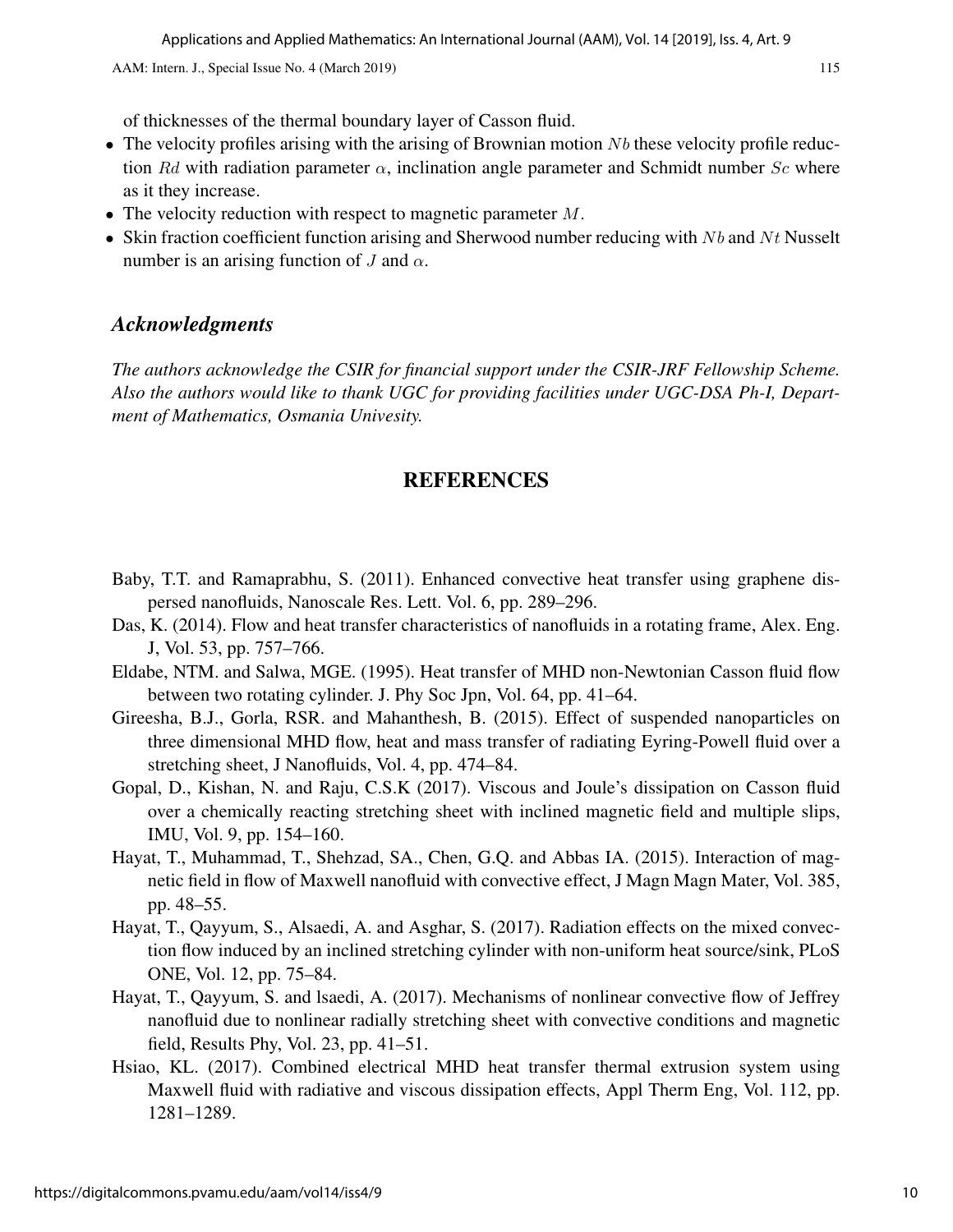of thicknesses of the thermal boundary layer of Casson fluid.

- The velocity profiles arising with the arising of Brownian motion $Nb$ these velocity profile reduction $Rd$ with radiation parameter $\alpha$, inclination angle parameter and Schmidt number $Sc$ where as it they increase.
- The velocity reduction with respect to magnetic parameter $M$.
- Skin fraction coefficient function arising and Sherwood number reducing with $Nb$ and $Nt$ Nusselt number is an arising function of $J$ and $\alpha$.

## *Acknowledgments*

*The authors acknowledge the CSIR for financial support under the CSIR-JRF Fellowship Scheme. Also the authors would like to thank UGC for providing facilities under UGC-DSA Ph-I, Department of Mathematics, Osmania Univesity.*

## REFERENCES

Baby, T.T. and Ramaprabhu, S. (2011). Enhanced convective heat transfer using graphene dispersed nanofluids, Nanoscale Res. Lett. Vol. 6, pp. 289–296.

Das, K. (2014). Flow and heat transfer characteristics of nanofluids in a rotating frame, Alex. Eng. J, Vol. 53, pp. 757–766.

Eldabe, NTM. and Salwa, MGE. (1995). Heat transfer of MHD non-Newtonian Casson fluid flow between two rotating cylinder. J. Phy Soc Jpn, Vol. 64, pp. 41–64.

Gireesha, B.J., Gorla, RSR. and Mahanthesh, B. (2015). Effect of suspended nanoparticles on three dimensional MHD flow, heat and mass transfer of radiating Eyring-Powell fluid over a stretching sheet, J Nanofluids, Vol. 4, pp. 474–84.

Gopal, D., Kishan, N. and Raju, C.S.K (2017). Viscous and Joule's dissipation on Casson fluid over a chemically reacting stretching sheet with inclined magnetic field and multiple slips, IMU, Vol. 9, pp. 154–160.

Hayat, T., Muhammad, T., Shehzad, SA., Chen, G.Q. and Abbas IA. (2015). Interaction of magnetic field in flow of Maxwell nanofluid with convective effect, J Magn Magn Mater, Vol. 385, pp. 48–55.

Hayat, T., Qayyum, S., Alsaedi, A. and Asghar, S. (2017). Radiation effects on the mixed convection flow induced by an inclined stretching cylinder with non-uniform heat source/sink, PLoS ONE, Vol. 12, pp. 75–84.

Hayat, T., Qayyum, S. and lsaedi, A. (2017). Mechanisms of nonlinear convective flow of Jeffrey nanofluid due to nonlinear radially stretching sheet with convective conditions and magnetic field, Results Phy, Vol. 23, pp. 41–51.

Hsiao, KL. (2017). Combined electrical MHD heat transfer thermal extrusion system using Maxwell fluid with radiative and viscous dissipation effects, Appl Therm Eng, Vol. 112, pp. 1281–1289.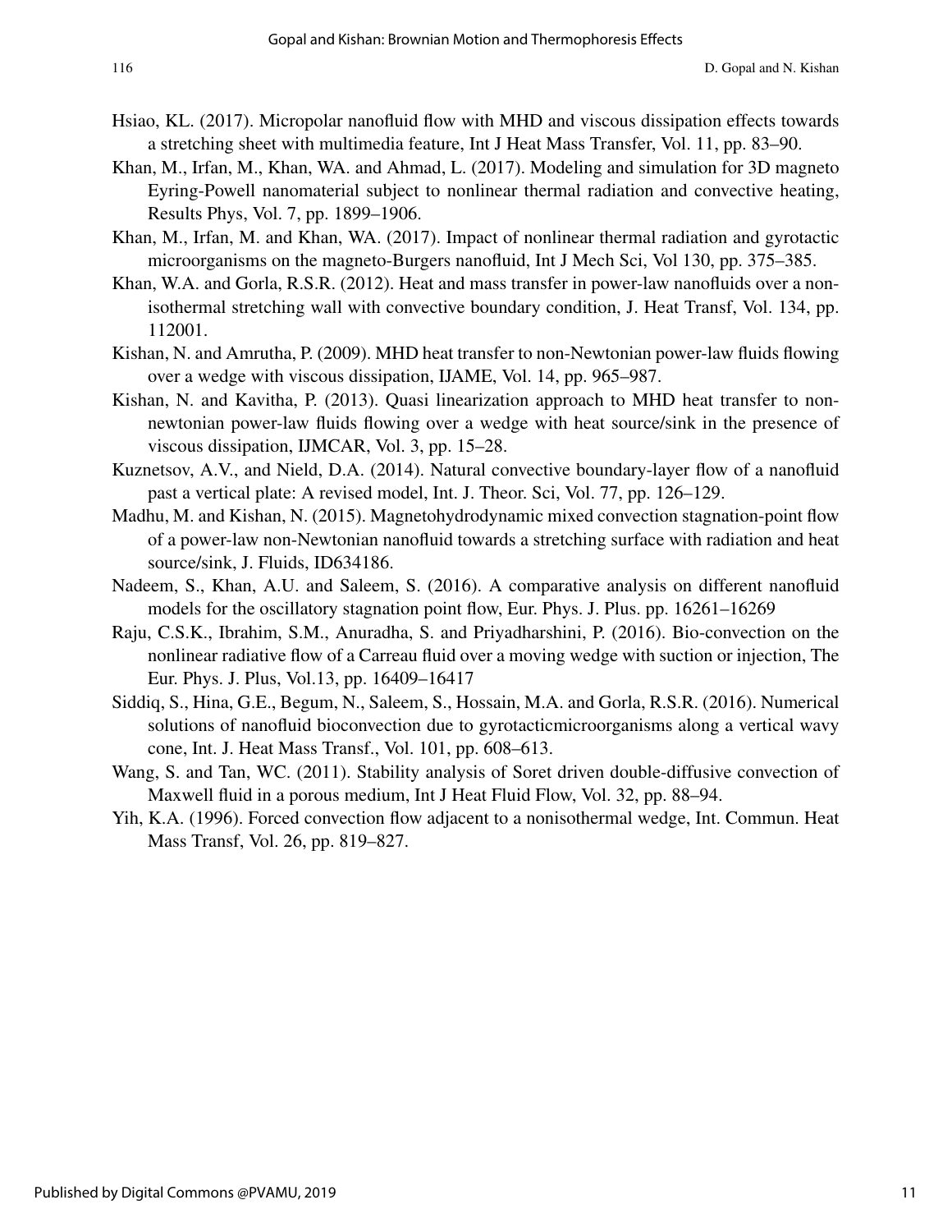Hsiao, KL. (2017). Micropolar nanofluid flow with MHD and viscous dissipation effects towards a stretching sheet with multimedia feature, Int J Heat Mass Transfer, Vol. 11, pp. 83–90.

Khan, M., Irfan, M., Khan, WA. and Ahmad, L. (2017). Modeling and simulation for 3D magneto Eyring-Powell nanomaterial subject to nonlinear thermal radiation and convective heating, Results Phys, Vol. 7, pp. 1899–1906.

Khan, M., Irfan, M. and Khan, WA. (2017). Impact of nonlinear thermal radiation and gyrotactic microorganisms on the magneto-Burgers nanofluid, Int J Mech Sci, Vol 130, pp. 375–385.

Khan, W.A. and Gorla, R.S.R. (2012). Heat and mass transfer in power-law nanofluids over a non-isothermal stretching wall with convective boundary condition, J. Heat Transf, Vol. 134, pp. 112001.

Kishan, N. and Amrutha, P. (2009). MHD heat transfer to non-Newtonian power-law fluids flowing over a wedge with viscous dissipation, IJAME, Vol. 14, pp. 965–987.

Kishan, N. and Kavitha, P. (2013). Quasi linearization approach to MHD heat transfer to non-newtonian power-law fluids flowing over a wedge with heat source/sink in the presence of viscous dissipation, IJMCAR, Vol. 3, pp. 15–28.

Kuznetsov, A.V., and Nield, D.A. (2014). Natural convective boundary-layer flow of a nanofluid past a vertical plate: A revised model, Int. J. Theor. Sci, Vol. 77, pp. 126–129.

Madhu, M. and Kishan, N. (2015). Magnetohydrodynamic mixed convection stagnation-point flow of a power-law non-Newtonian nanofluid towards a stretching surface with radiation and heat source/sink, J. Fluids, ID634186.

Nadeem, S., Khan, A.U. and Saleem, S. (2016). A comparative analysis on different nanofluid models for the oscillatory stagnation point flow, Eur. Phys. J. Plus. pp. 16261–16269

Raju, C.S.K., Ibrahim, S.M., Anuradha, S. and Priyadharshini, P. (2016). Bio-convection on the nonlinear radiative flow of a Carreau fluid over a moving wedge with suction or injection, The Eur. Phys. J. Plus, Vol.13, pp. 16409–16417

Siddiq, S., Hina, G.E., Begum, N., Saleem, S., Hossain, M.A. and Gorla, R.S.R. (2016). Numerical solutions of nanofluid bioconvection due to gyrotacticmicroorganisms along a vertical wavy cone, Int. J. Heat Mass Transf., Vol. 101, pp. 608–613.

Wang, S. and Tan, WC. (2011). Stability analysis of Soret driven double-diffusive convection of Maxwell fluid in a porous medium, Int J Heat Fluid Flow, Vol. 32, pp. 88–94.

Yih, K.A. (1996). Forced convection flow adjacent to a nonisothermal wedge, Int. Commun. Heat Mass Transf, Vol. 26, pp. 819–827.